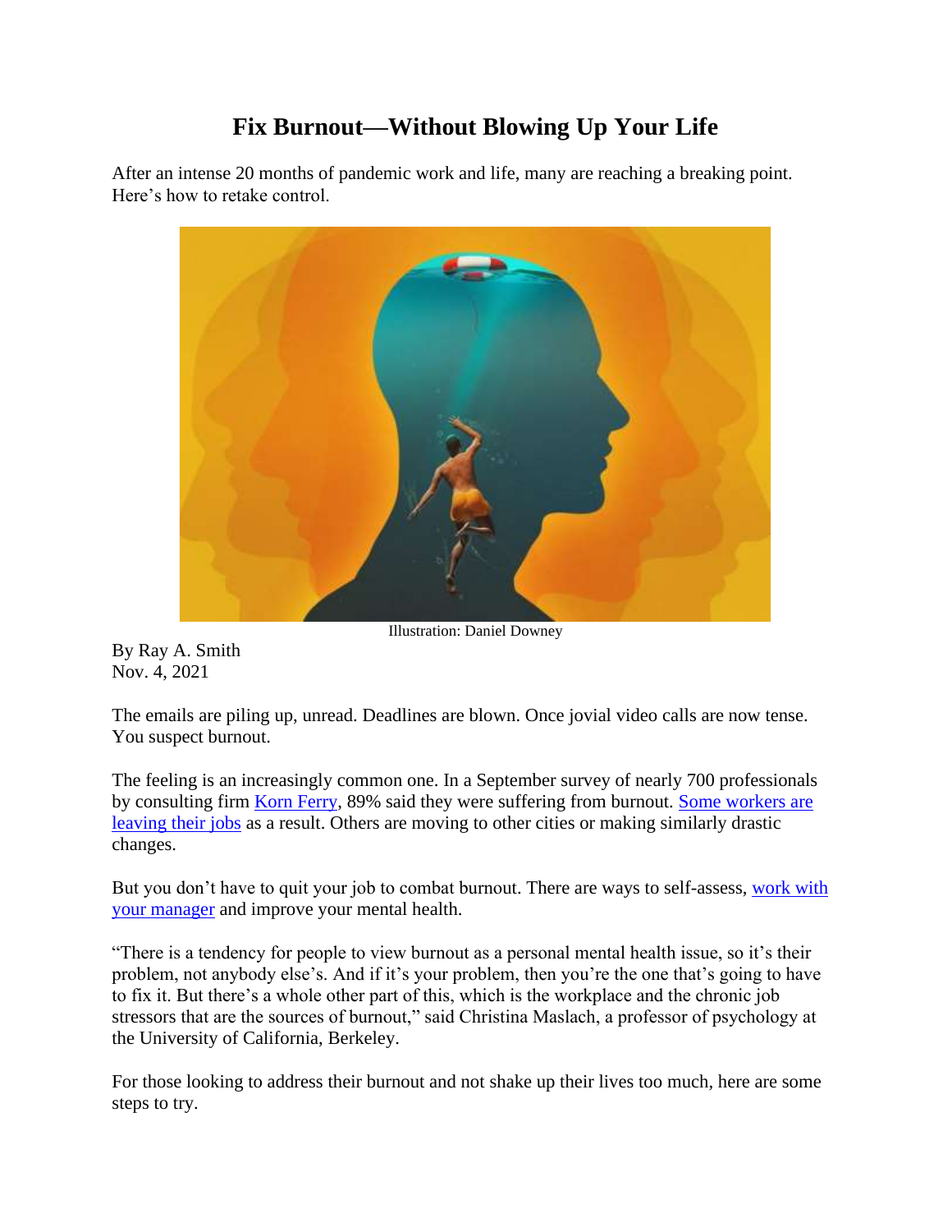# Fix Burnout—Without Blowing Up Your Life

After an intense 20 months of pandemic work and life, many are reaching a breaking point. Here's how to retake control.

Illustration: Daniel Downey

By Ray A. Smith
Nov. 4, 2021

The emails are piling up, unread. Deadlines are blown. Once jovial video calls are now tense. You suspect burnout.

The feeling is an increasingly common one. In a September survey of nearly 700 professionals by consulting firm Korn Ferry, 89% said they were suffering from burnout. Some workers are leaving their jobs as a result. Others are moving to other cities or making similarly drastic changes.

But you don't have to quit your job to combat burnout. There are ways to self-assess, work with your manager and improve your mental health.

"There is a tendency for people to view burnout as a personal mental health issue, so it's their problem, not anybody else's. And if it's your problem, then you're the one that's going to have to fix it. But there's a whole other part of this, which is the workplace and the chronic job stressors that are the sources of burnout," said Christina Maslach, a professor of psychology at the University of California, Berkeley.

For those looking to address their burnout and not shake up their lives too much, here are some steps to try.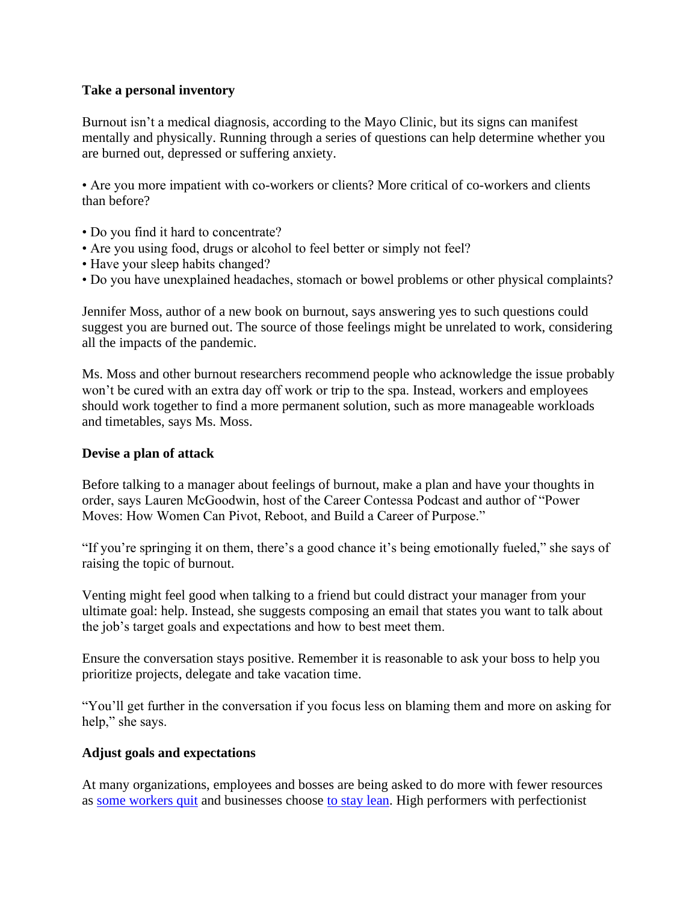**Take a personal inventory**

Burnout isn't a medical diagnosis, according to the Mayo Clinic, but its signs can manifest mentally and physically. Running through a series of questions can help determine whether you are burned out, depressed or suffering anxiety.

• Are you more impatient with co-workers or clients? More critical of co-workers and clients than before?

• Do you find it hard to concentrate?
• Are you using food, drugs or alcohol to feel better or simply not feel?
• Have your sleep habits changed?
• Do you have unexplained headaches, stomach or bowel problems or other physical complaints?

Jennifer Moss, author of a new book on burnout, says answering yes to such questions could suggest you are burned out. The source of those feelings might be unrelated to work, considering all the impacts of the pandemic.

Ms. Moss and other burnout researchers recommend people who acknowledge the issue probably won't be cured with an extra day off work or trip to the spa. Instead, workers and employees should work together to find a more permanent solution, such as more manageable workloads and timetables, says Ms. Moss.

**Devise a plan of attack**

Before talking to a manager about feelings of burnout, make a plan and have your thoughts in order, says Lauren McGoodwin, host of the Career Contessa Podcast and author of "Power Moves: How Women Can Pivot, Reboot, and Build a Career of Purpose."

"If you're springing it on them, there's a good chance it's being emotionally fueled," she says of raising the topic of burnout.

Venting might feel good when talking to a friend but could distract your manager from your ultimate goal: help. Instead, she suggests composing an email that states you want to talk about the job's target goals and expectations and how to best meet them.

Ensure the conversation stays positive. Remember it is reasonable to ask your boss to help you prioritize projects, delegate and take vacation time.

"You'll get further in the conversation if you focus less on blaming them and more on asking for help," she says.

**Adjust goals and expectations**

At many organizations, employees and bosses are being asked to do more with fewer resources as some workers quit and businesses choose to stay lean. High performers with perfectionist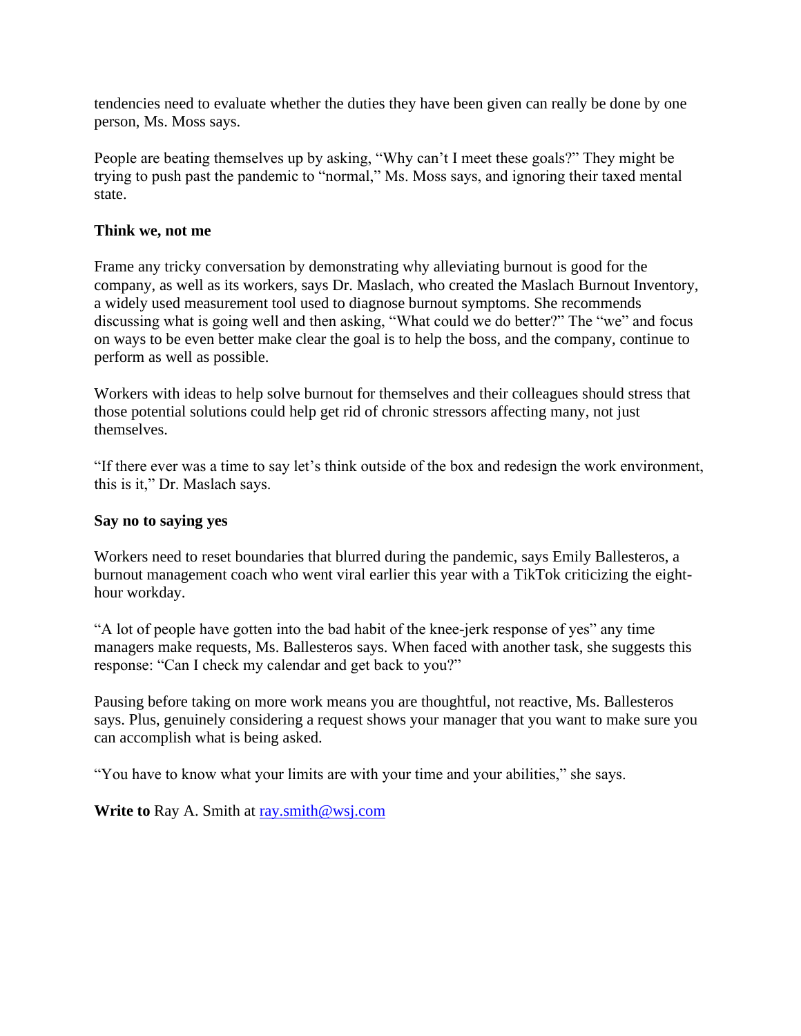tendencies need to evaluate whether the duties they have been given can really be done by one person, Ms. Moss says.

People are beating themselves up by asking, “Why can’t I meet these goals?” They might be trying to push past the pandemic to “normal,” Ms. Moss says, and ignoring their taxed mental state.

**Think we, not me**

Frame any tricky conversation by demonstrating why alleviating burnout is good for the company, as well as its workers, says Dr. Maslach, who created the Maslach Burnout Inventory, a widely used measurement tool used to diagnose burnout symptoms. She recommends discussing what is going well and then asking, “What could we do better?” The “we” and focus on ways to be even better make clear the goal is to help the boss, and the company, continue to perform as well as possible.

Workers with ideas to help solve burnout for themselves and their colleagues should stress that those potential solutions could help get rid of chronic stressors affecting many, not just themselves.

“If there ever was a time to say let’s think outside of the box and redesign the work environment, this is it,” Dr. Maslach says.

**Say no to saying yes**

Workers need to reset boundaries that blurred during the pandemic, says Emily Ballesteros, a burnout management coach who went viral earlier this year with a TikTok criticizing the eight-hour workday.

“A lot of people have gotten into the bad habit of the knee-jerk response of yes” any time managers make requests, Ms. Ballesteros says. When faced with another task, she suggests this response: “Can I check my calendar and get back to you?”

Pausing before taking on more work means you are thoughtful, not reactive, Ms. Ballesteros says. Plus, genuinely considering a request shows your manager that you want to make sure you can accomplish what is being asked.

“You have to know what your limits are with your time and your abilities,” she says.

**Write to** Ray A. Smith at [ray.smith@wsj.com](mailto:ray.smith@wsj.com)